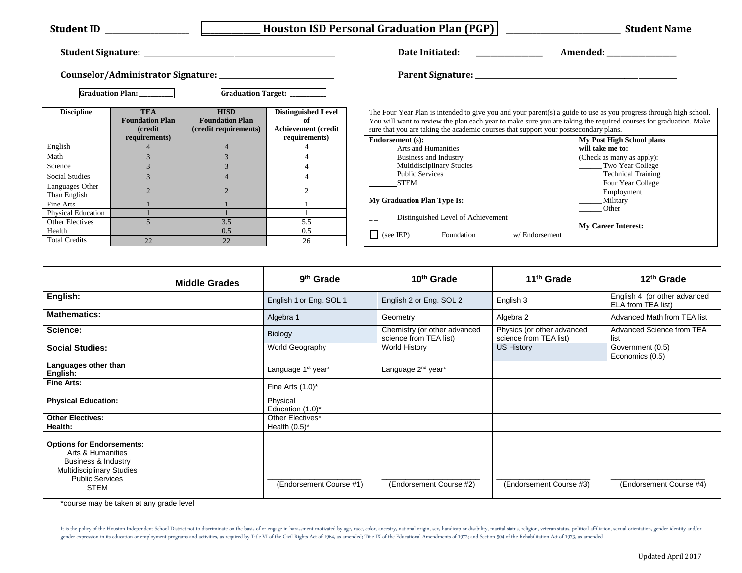**Student ID** ____________________ **____________ Houston ISD Personal Graduation Plan (PGP)** ____________________________ **Student Name**

**Student Signature:** ________________________________________________ **Date Initiated:** ________________ **Amended:** _________________

**Counselor/Administrator Signature:** _______________________________ **Parent Signature:** ________________________________________________

**Graduation Plan:** __________ **Graduation Target:** __________

| Discipline | TEA Foundation Plan (credit requirements) | HISD Foundation Plan (credit requirements) | Distinguished Level of Achievement (credit requirements) |
|---|---|---|---|
| English | 4 | 4 | 4 |
| Math | 3 | 3 | 4 |
| Science | 3 | 3 | 4 |
| Social Studies | 3 | 4 | 4 |
| Languages Other Than English | 2 | 2 | 2 |
| Fine Arts | 1 | 1 | 1 |
| Physical Education | 1 | 1 | 1 |
| Other Electives<br>Health | 5 | 3.5<br>0.5 | 5.5<br>0.5 |
| Total Credits | 22 | 22 | 26 |

The Four Year Plan is intended to give you and your parent(s) a guide to use as you progress through high school. You will want to review the plan each year to make sure you are taking the required courses for graduation. Make sure that you are taking the academic courses that support your postsecondary plans.

**Endorsement (s):**
_______Arts and Humanities
_______Business and Industry
_______ Multidisciplinary Studies
_______ Public Services
_______STEM

**My Graduation Plan Type Is:**

_ _ _____Distinguished Level of Achievement

☐ (see IEP) _____ Foundation _____ w/ Endorsement

**My Post High School plans will take me to:**
(Check as many as apply):
______ Two Year College
______ Technical Training
______ Four Year College
______ Employment
______ Military
______ Other

**My Career Interest:**
___________________________________

| | Middle Grades | 9th Grade | 10th Grade | 11th Grade | 12th Grade |
|---|---|---|---|---|---|
| **English:** | | English 1 or Eng. SOL 1 | English 2 or Eng. SOL 2 | English 3 | English 4 (or other advanced ELA from TEA list) |
| **Mathematics:** | | Algebra 1 | Geometry | Algebra 2 | Advanced Math from TEA list |
| **Science:** | | Biology | Chemistry (or other advanced science from TEA list) | Physics (or other advanced science from TEA list) | Advanced Science from TEA list |
| **Social Studies:** | | World Geography | World History | US History | Government (0.5)<br>Economics (0.5) |
| **Languages other than English:** | | Language 1st year* | Language 2nd year* | | |
| **Fine Arts:** | | Fine Arts (1.0)* | | | |
| **Physical Education:** | | Physical Education (1.0)* | | | |
| **Other Electives:**<br>**Health:** | | Other Electives*<br>Health (0.5)* | | | |
| **Options for Endorsements:**<br>Arts & Humanities<br>Business & Industry<br>Multidisciplinary Studies<br>Public Services<br>STEM | | ______________________<br>(Endorsement Course #1) | ______________________<br>(Endorsement Course #2) | ______________________<br>(Endorsement Course #3) | ______________________<br>(Endorsement Course #4) |

*course may be taken at any grade level

It is the policy of the Houston Independent School District not to discriminate on the basis of or engage in harassment motivated by age, race, color, ancestry, national origin, sex, handicap or disability, marital status, religion, veteran status, political affiliation, sexual orientation, gender identity and/or gender expression in its education or employment programs and activities, as required by Title VI of the Civil Rights Act of 1964, as amended; Title IX of the Educational Amendments of 1972; and Section 504 of the Rehabilitation Act of 1973, as amended.

Updated April 2017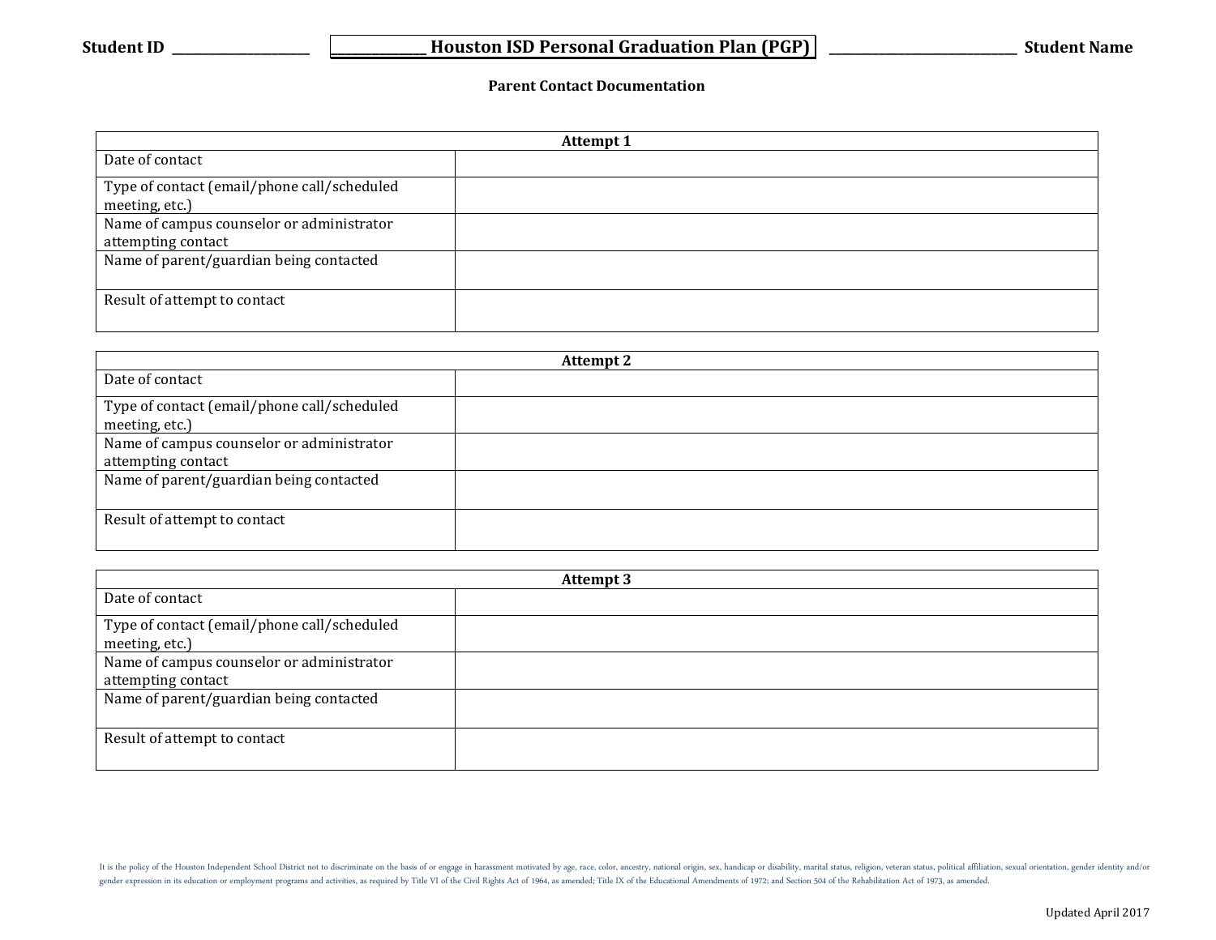Student ID ____________________ ______________ **Houston ISD Personal Graduation Plan (PGP)** ____________________________ Student Name

**Parent Contact Documentation**

| **Attempt 1** | |
|---|---|
| Date of contact | |
| Type of contact (email/phone call/scheduled meeting, etc.) | |
| Name of campus counselor or administrator attempting contact | |
| Name of parent/guardian being contacted | |
| Result of attempt to contact | |

| **Attempt 2** | |
|---|---|
| Date of contact | |
| Type of contact (email/phone call/scheduled meeting, etc.) | |
| Name of campus counselor or administrator attempting contact | |
| Name of parent/guardian being contacted | |
| Result of attempt to contact | |

| **Attempt 3** | |
|---|---|
| Date of contact | |
| Type of contact (email/phone call/scheduled meeting, etc.) | |
| Name of campus counselor or administrator attempting contact | |
| Name of parent/guardian being contacted | |
| Result of attempt to contact | |

It is the policy of the Houston Independent School District not to discriminate on the basis of or engage in harassment motivated by age, race, color, ancestry, national origin, sex, handicap or disability, marital status, religion, veteran status, political affiliation, sexual orientation, gender identity and/or gender expression in its education or employment programs and activities, as required by Title VI of the Civil Rights Act of 1964, as amended; Title IX of the Educational Amendments of 1972; and Section 504 of the Rehabilitation Act of 1973, as amended.

Updated April 2017